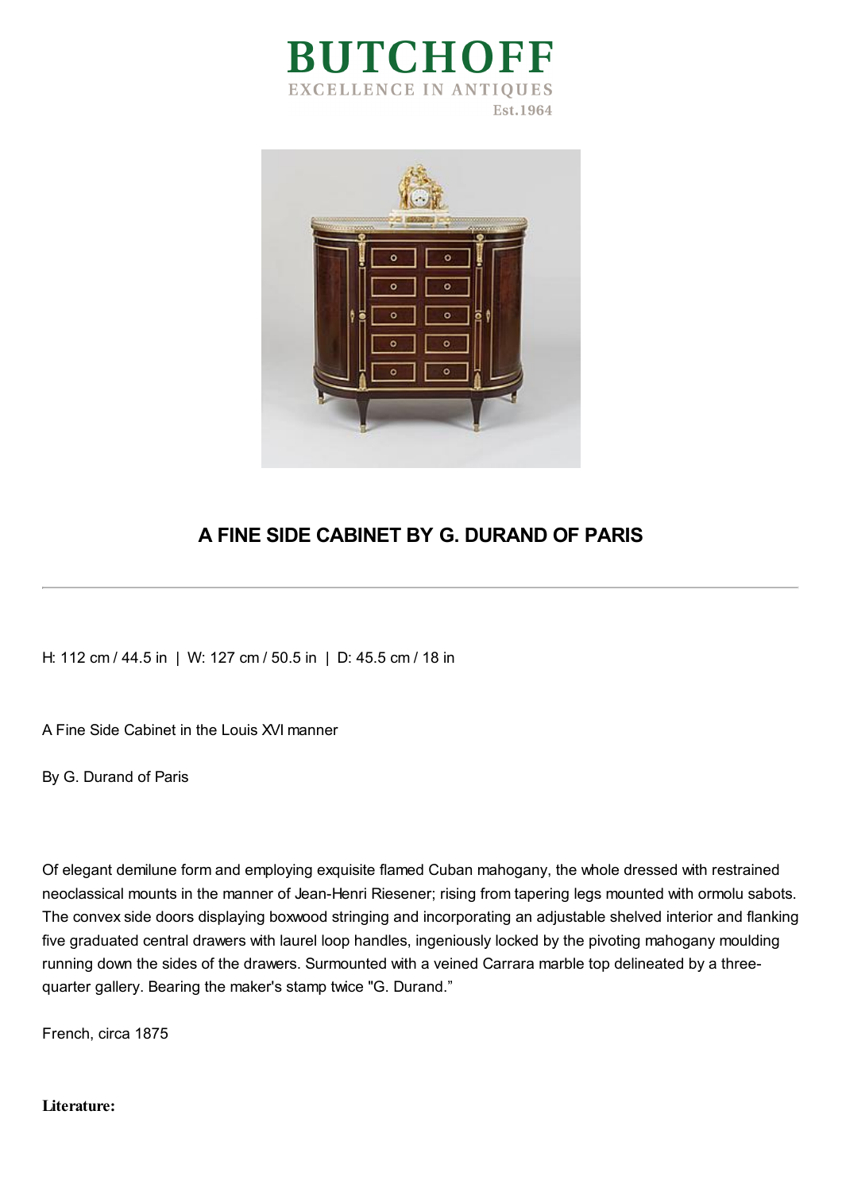# BUTCHOFF

EXCELLENCE IN ANTIQUES

Est.1964

## A FINE SIDE CABINET BY G. DURAND OF PARIS

---

H: 112 cm / 44.5 in | W: 127 cm / 50.5 in | D: 45.5 cm / 18 in

A Fine Side Cabinet in the Louis XVI manner

By G. Durand of Paris

Of elegant demilune form and employing exquisite flamed Cuban mahogany, the whole dressed with restrained neoclassical mounts in the manner of Jean-Henri Riesener; rising from tapering legs mounted with ormolu sabots. The convex side doors displaying boxwood stringing and incorporating an adjustable shelved interior and flanking five graduated central drawers with laurel loop handles, ingeniously locked by the pivoting mahogany moulding running down the sides of the drawers. Surmounted with a veined Carrara marble top delineated by a three-quarter gallery. Bearing the maker's stamp twice "G. Durand."

French, circa 1875

**Literature:**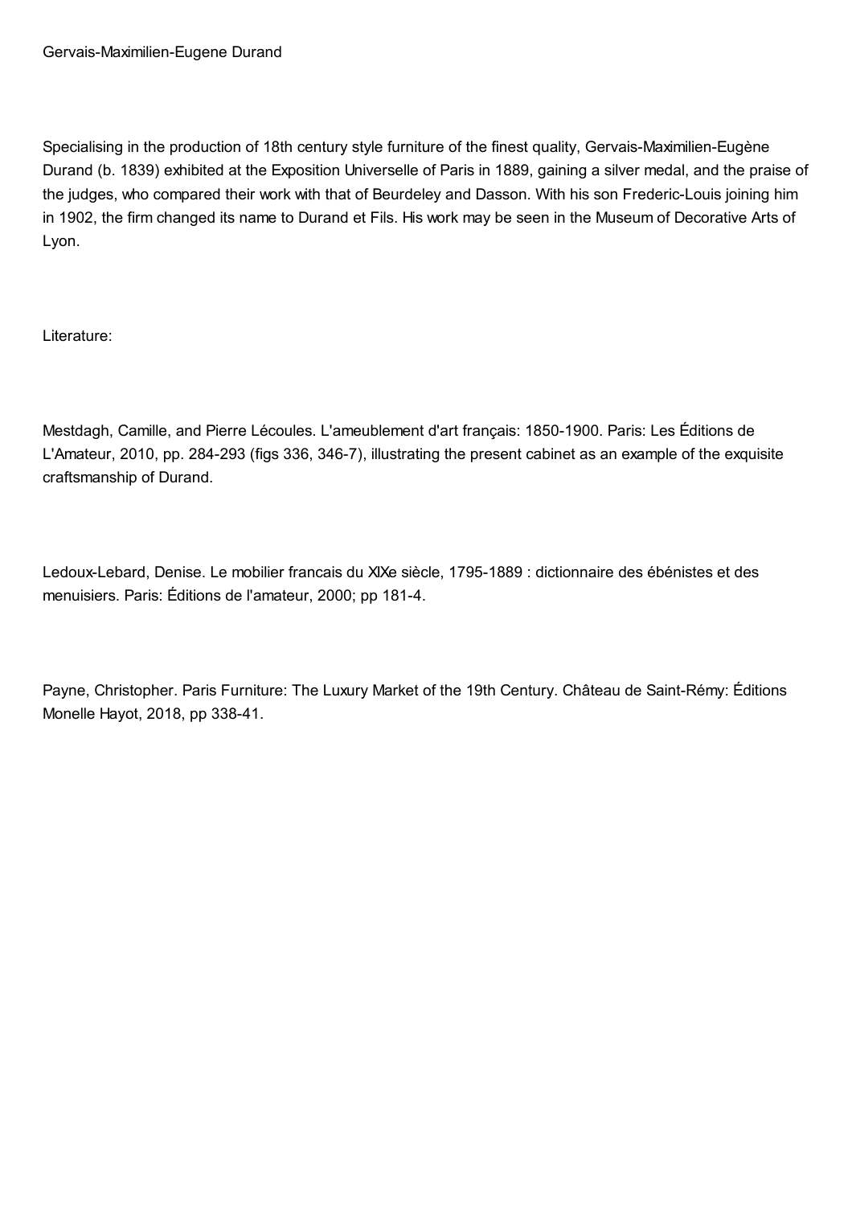Gervais-Maximilien-Eugene Durand

Specialising in the production of 18th century style furniture of the finest quality, Gervais-Maximilien-Eugène Durand (b. 1839) exhibited at the Exposition Universelle of Paris in 1889, gaining a silver medal, and the praise of the judges, who compared their work with that of Beurdeley and Dasson. With his son Frederic-Louis joining him in 1902, the firm changed its name to Durand et Fils. His work may be seen in the Museum of Decorative Arts of Lyon.

Literature:

Mestdagh, Camille, and Pierre Lécoules. L'ameublement d'art français: 1850-1900. Paris: Les Éditions de L'Amateur, 2010, pp. 284-293 (figs 336, 346-7), illustrating the present cabinet as an example of the exquisite craftsmanship of Durand.

Ledoux-Lebard, Denise. Le mobilier francais du XIXe siècle, 1795-1889 : dictionnaire des ébénistes et des menuisiers. Paris: Éditions de l'amateur, 2000; pp 181-4.

Payne, Christopher. Paris Furniture: The Luxury Market of the 19th Century. Château de Saint-Rémy: Éditions Monelle Hayot, 2018, pp 338-41.